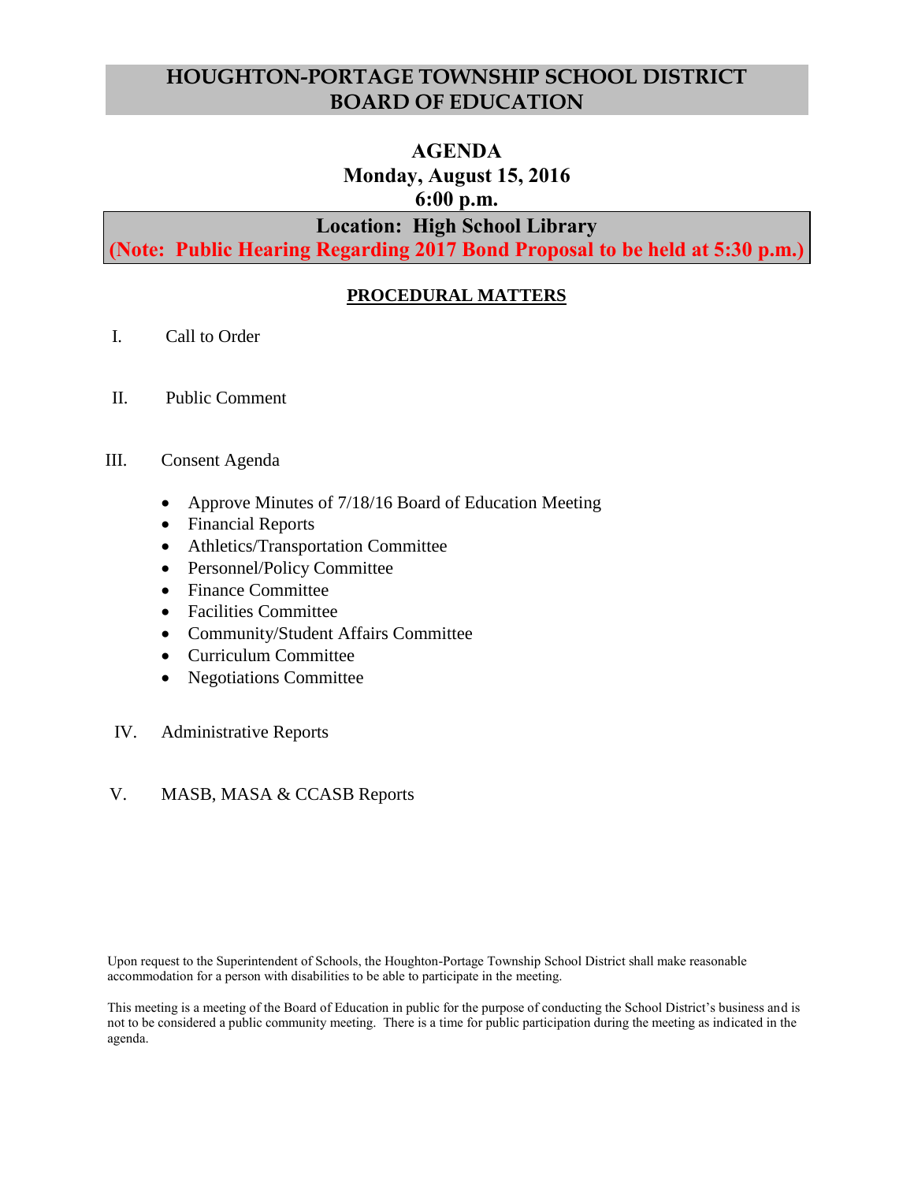# HOUGHTON-PORTAGE TOWNSHIP SCHOOL DISTRICT
# BOARD OF EDUCATION

## AGENDA
## Monday, August 15, 2016
## 6:00 p.m.

**Location: High School Library**

**(Note: Public Hearing Regarding 2017 Bond Proposal to be held at 5:30 p.m.)**

### PROCEDURAL MATTERS

I. Call to Order

II. Public Comment

III. Consent Agenda

- Approve Minutes of 7/18/16 Board of Education Meeting
- Financial Reports
- Athletics/Transportation Committee
- Personnel/Policy Committee
- Finance Committee
- Facilities Committee
- Community/Student Affairs Committee
- Curriculum Committee
- Negotiations Committee

IV. Administrative Reports

V. MASB, MASA & CCASB Reports

Upon request to the Superintendent of Schools, the Houghton-Portage Township School District shall make reasonable accommodation for a person with disabilities to be able to participate in the meeting.

This meeting is a meeting of the Board of Education in public for the purpose of conducting the School District's business and is not to be considered a public community meeting. There is a time for public participation during the meeting as indicated in the agenda.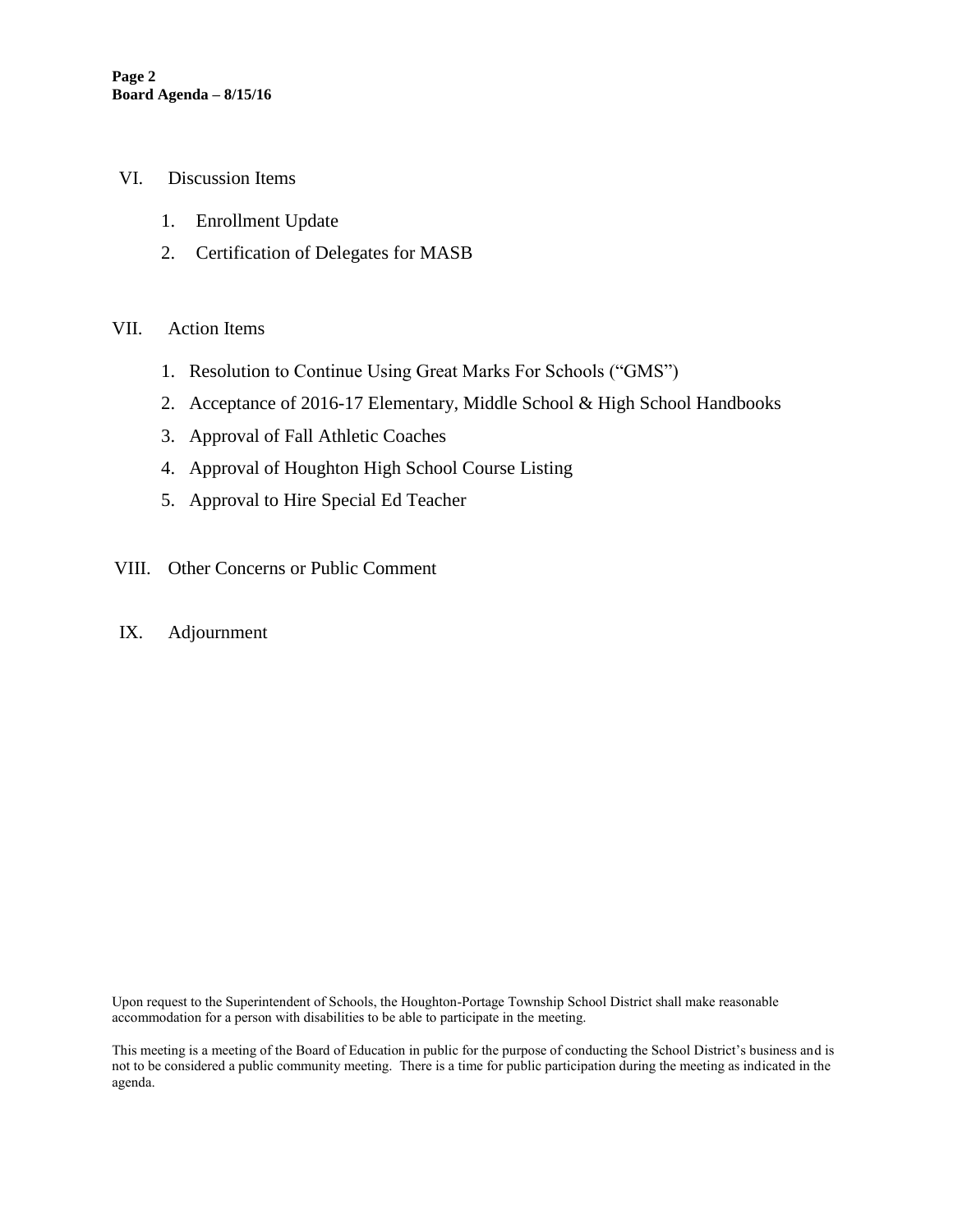VI. Discussion Items

1. Enrollment Update
2. Certification of Delegates for MASB

VII. Action Items

1. Resolution to Continue Using Great Marks For Schools ("GMS")
2. Acceptance of 2016-17 Elementary, Middle School & High School Handbooks
3. Approval of Fall Athletic Coaches
4. Approval of Houghton High School Course Listing
5. Approval to Hire Special Ed Teacher

VIII. Other Concerns or Public Comment

IX. Adjournment

Upon request to the Superintendent of Schools, the Houghton-Portage Township School District shall make reasonable accommodation for a person with disabilities to be able to participate in the meeting.

This meeting is a meeting of the Board of Education in public for the purpose of conducting the School District's business and is not to be considered a public community meeting. There is a time for public participation during the meeting as indicated in the agenda.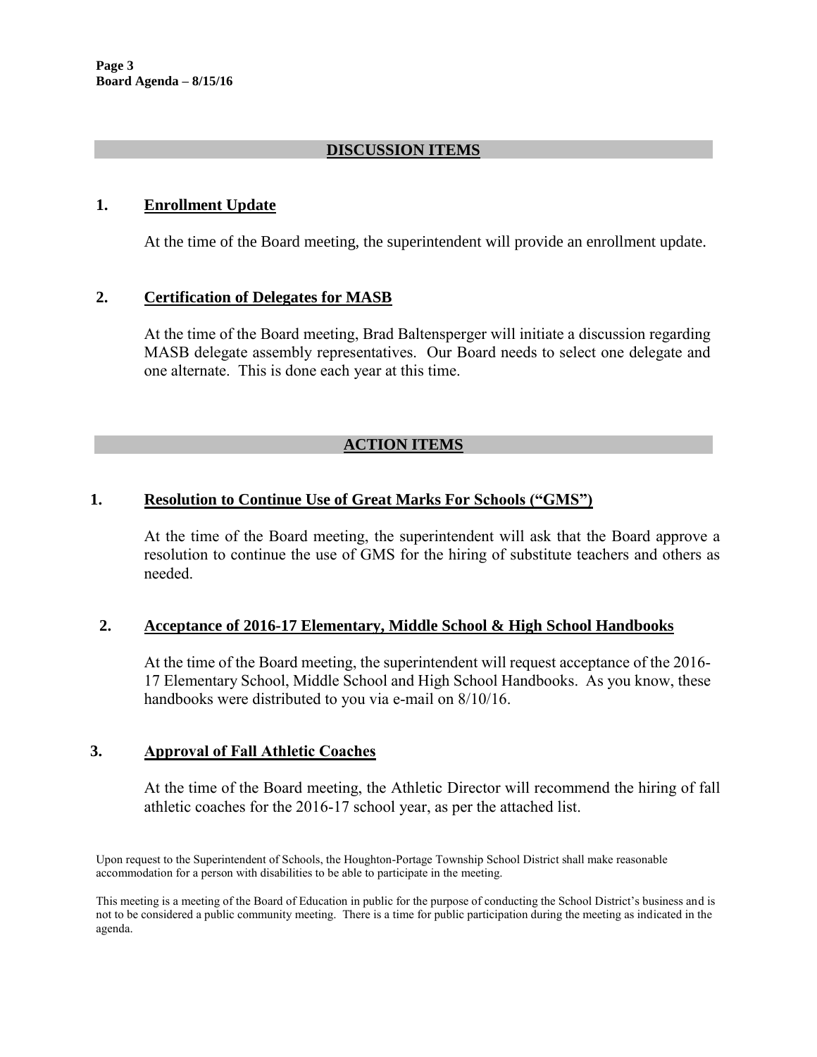## DISCUSSION ITEMS

### 1. Enrollment Update

At the time of the Board meeting, the superintendent will provide an enrollment update.

### 2. Certification of Delegates for MASB

At the time of the Board meeting, Brad Baltensperger will initiate a discussion regarding MASB delegate assembly representatives. Our Board needs to select one delegate and one alternate. This is done each year at this time.

## ACTION ITEMS

### 1. Resolution to Continue Use of Great Marks For Schools ("GMS")

At the time of the Board meeting, the superintendent will ask that the Board approve a resolution to continue the use of GMS for the hiring of substitute teachers and others as needed.

### 2. Acceptance of 2016-17 Elementary, Middle School & High School Handbooks

At the time of the Board meeting, the superintendent will request acceptance of the 2016-17 Elementary School, Middle School and High School Handbooks. As you know, these handbooks were distributed to you via e-mail on 8/10/16.

### 3. Approval of Fall Athletic Coaches

At the time of the Board meeting, the Athletic Director will recommend the hiring of fall athletic coaches for the 2016-17 school year, as per the attached list.

Upon request to the Superintendent of Schools, the Houghton-Portage Township School District shall make reasonable accommodation for a person with disabilities to be able to participate in the meeting.

This meeting is a meeting of the Board of Education in public for the purpose of conducting the School District's business and is not to be considered a public community meeting. There is a time for public participation during the meeting as indicated in the agenda.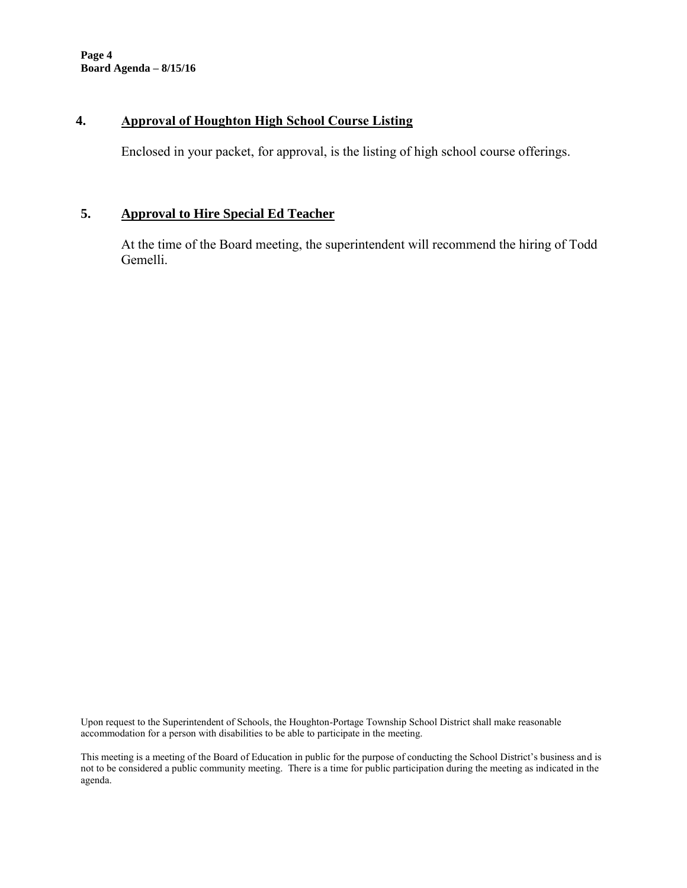**4. Approval of Houghton High School Course Listing**

Enclosed in your packet, for approval, is the listing of high school course offerings.

**5. Approval to Hire Special Ed Teacher**

At the time of the Board meeting, the superintendent will recommend the hiring of Todd Gemelli.

Upon request to the Superintendent of Schools, the Houghton-Portage Township School District shall make reasonable accommodation for a person with disabilities to be able to participate in the meeting.

This meeting is a meeting of the Board of Education in public for the purpose of conducting the School District's business and is not to be considered a public community meeting. There is a time for public participation during the meeting as indicated in the agenda.